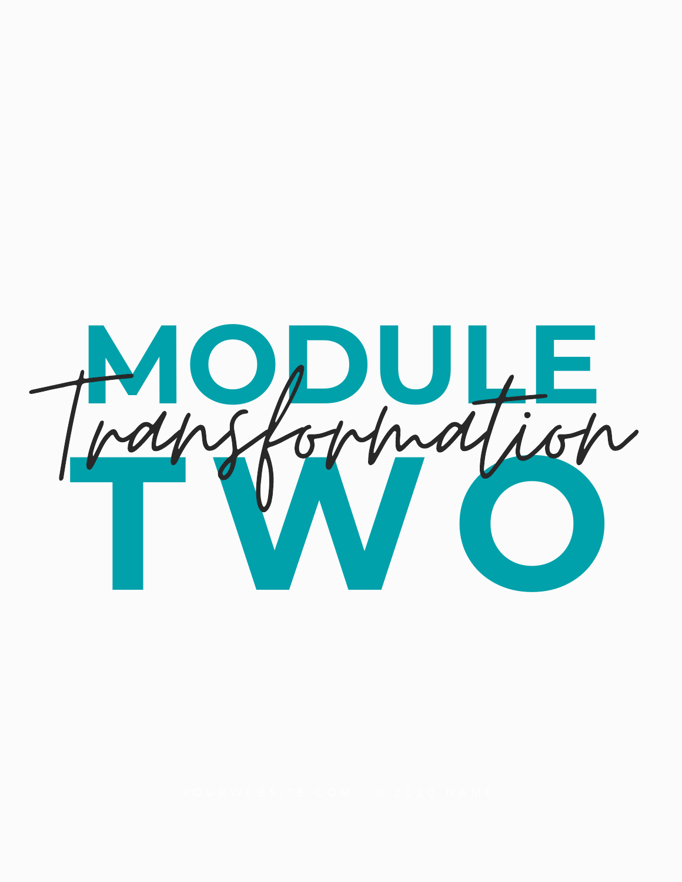# MODULE TWO

*Transformation*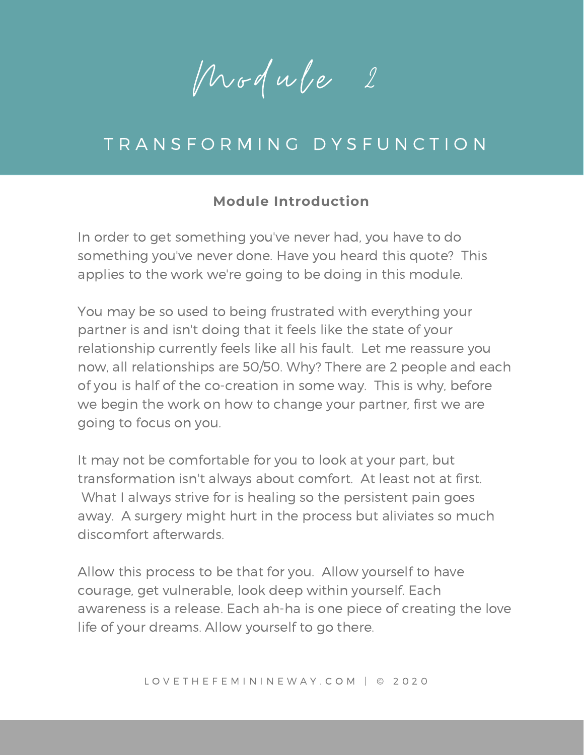# Module 2

## TRANSFORMING DYSFUNCTION

### Module Introduction

In order to get something you've never had, you have to do something you've never done. Have you heard this quote? This applies to the work we're going to be doing in this module.

You may be so used to being frustrated with everything your partner is and isn't doing that it feels like the state of your relationship currently feels like all his fault. Let me reassure you now, all relationships are 50/50. Why? There are 2 people and each of you is half of the co-creation in some way. This is why, before we begin the work on how to change your partner, first we are going to focus on you.

It may not be comfortable for you to look at your part, but transformation isn't always about comfort. At least not at first. What I always strive for is healing so the persistent pain goes away. A surgery might hurt in the process but aliviates so much discomfort afterwards.

Allow this process to be that for you. Allow yourself to have courage, get vulnerable, look deep within yourself. Each awareness is a release. Each ah-ha is one piece of creating the love life of your dreams. Allow yourself to go there.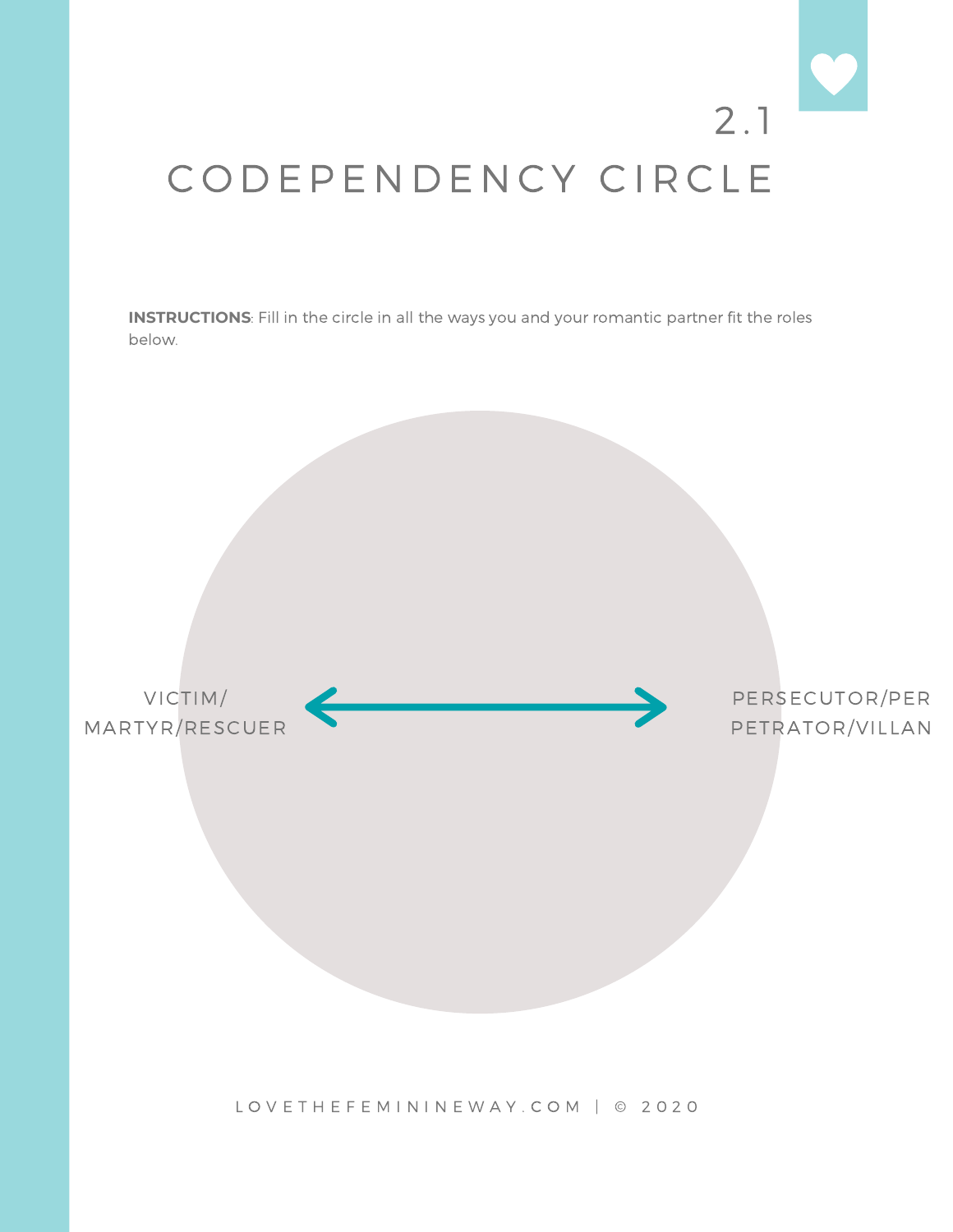# 2.1 CODEPENDENCY CIRCLE

**INSTRUCTIONS**: Fill in the circle in all the ways you and your romantic partner fit the roles below.

VICTIM/ MARTYR/RESCUER ⟷ PERSECUTOR/PERPETRATOR/VILLAN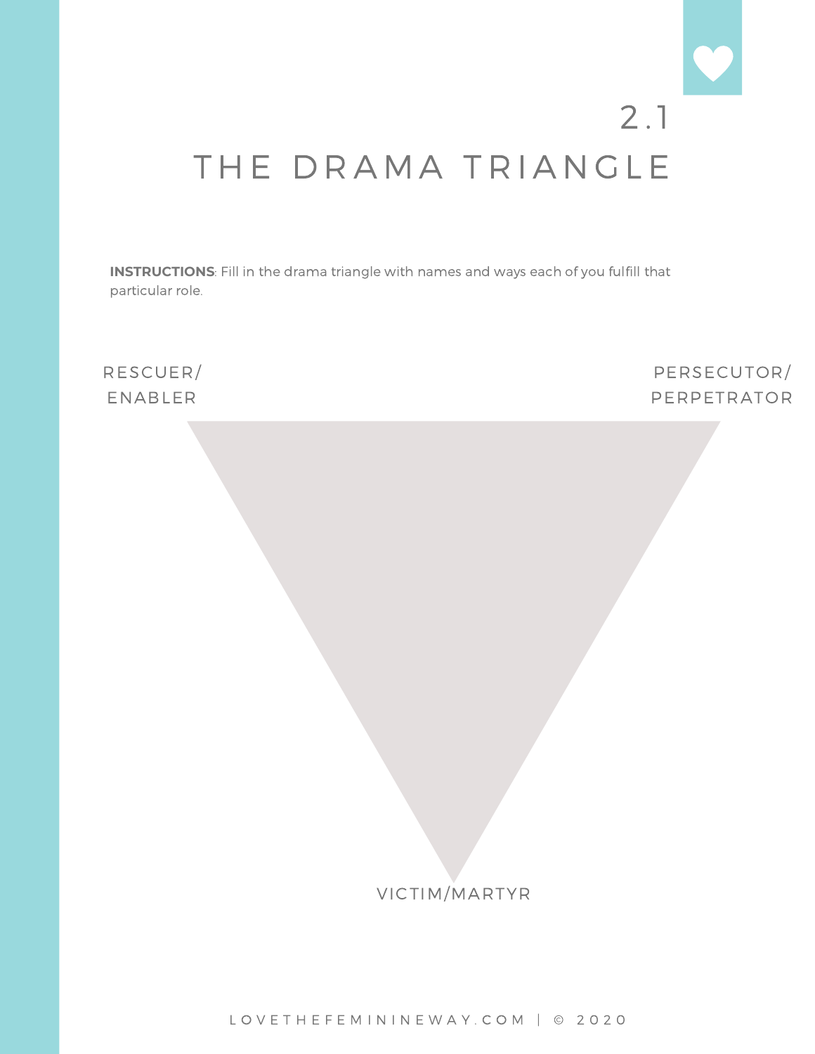# 2.1 THE DRAMA TRIANGLE

**INSTRUCTIONS**: Fill in the drama triangle with names and ways each of you fulfill that particular role.

RESCUER/ ENABLER

PERSECUTOR/ PERPETRATOR

VICTIM/MARTYR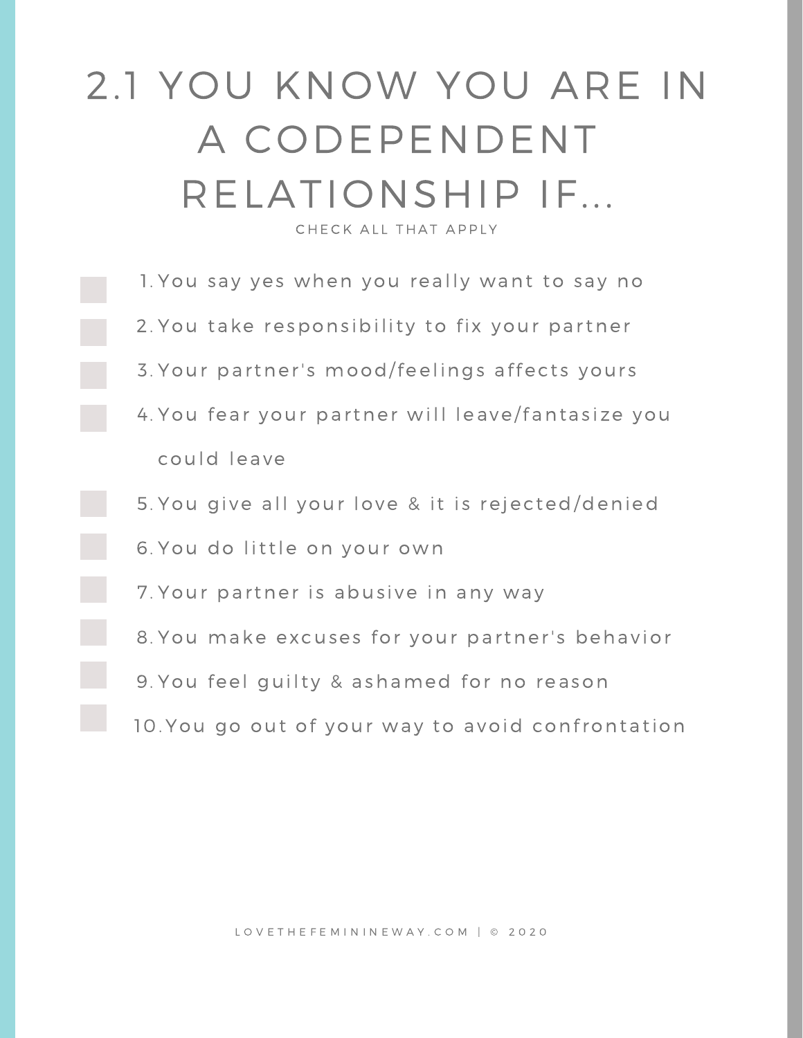# 2.1 YOU KNOW YOU ARE IN A CODEPENDENT RELATIONSHIP IF...

CHECK ALL THAT APPLY

- [ ] 1. You say yes when you really want to say no
- [ ] 2. You take responsibility to fix your partner
- [ ] 3. Your partner's mood/feelings affects yours
- [ ] 4. You fear your partner will leave/fantasize you could leave
- [ ] 5. You give all your love & it is rejected/denied
- [ ] 6. You do little on your own
- [ ] 7. Your partner is abusive in any way
- [ ] 8. You make excuses for your partner's behavior
- [ ] 9. You feel guilty & ashamed for no reason
- [ ] 10. You go out of your way to avoid confrontation

LOVETHEFEMININEWAY.COM | © 2020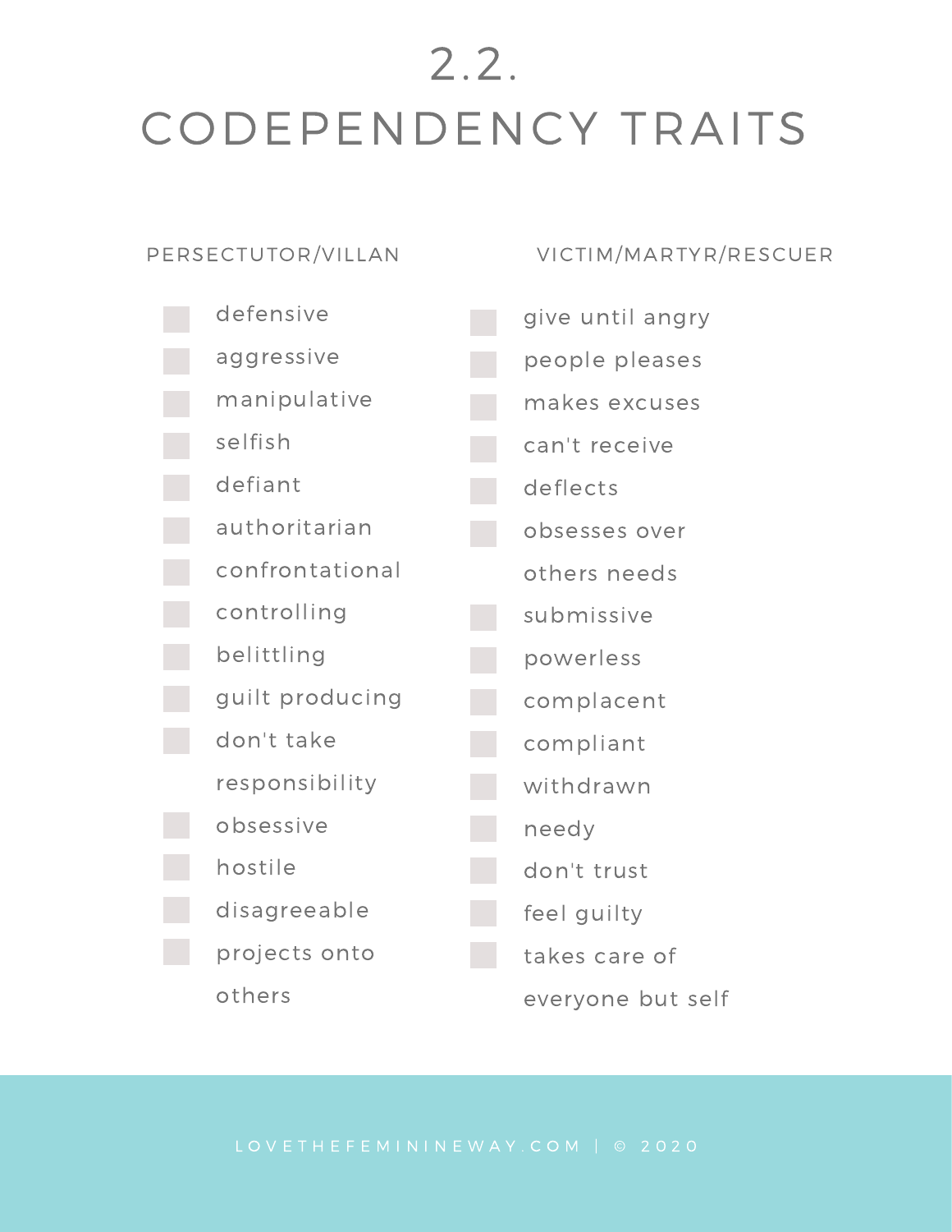# 2.2.
# CODEPENDENCY TRAITS

### PERSECTUTOR/VILLAN

- [ ] defensive
- [ ] aggressive
- [ ] manipulative
- [ ] selfish
- [ ] defiant
- [ ] authoritarian
- [ ] confrontational
- [ ] controlling
- [ ] belittling
- [ ] guilt producing
- [ ] don't take responsibility
- [ ] obsessive
- [ ] hostile
- [ ] disagreeable
- [ ] projects onto others

### VICTIM/MARTYR/RESCUER

- [ ] give until angry
- [ ] people pleases
- [ ] makes excuses
- [ ] can't receive
- [ ] deflects
- [ ] obsesses over others needs
- [ ] submissive
- [ ] powerless
- [ ] complacent
- [ ] compliant
- [ ] withdrawn
- [ ] needy
- [ ] don't trust
- [ ] feel guilty
- [ ] takes care of everyone but self

LOVETHEFEMININEWAY.COM | © 2020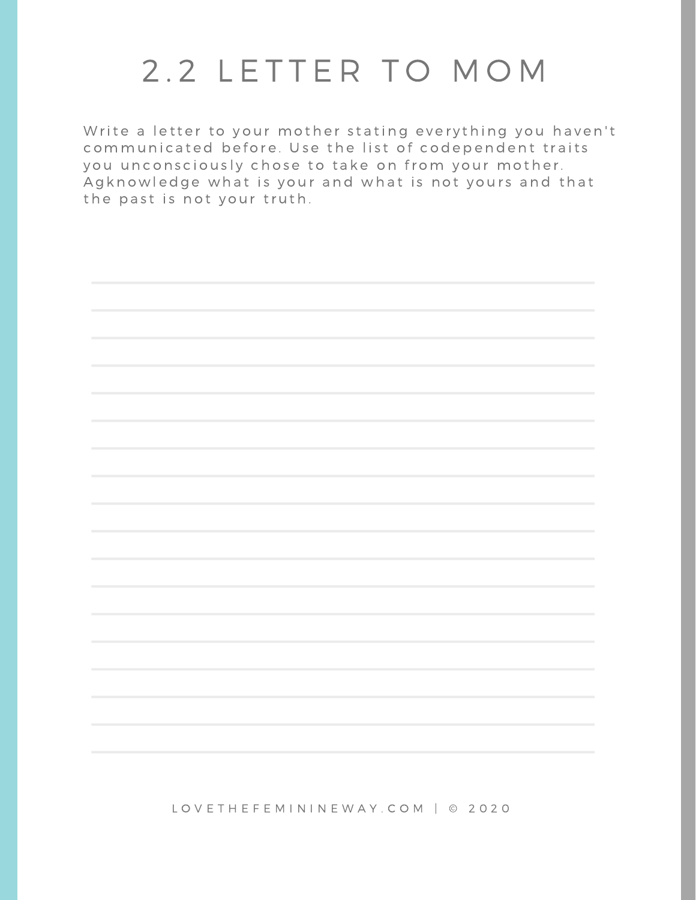# 2.2 LETTER TO MOM

Write a letter to your mother stating everything you haven't communicated before. Use the list of codependent traits you unconsciously chose to take on from your mother. Agknowledge what is your and what is not yours and that the past is not your truth.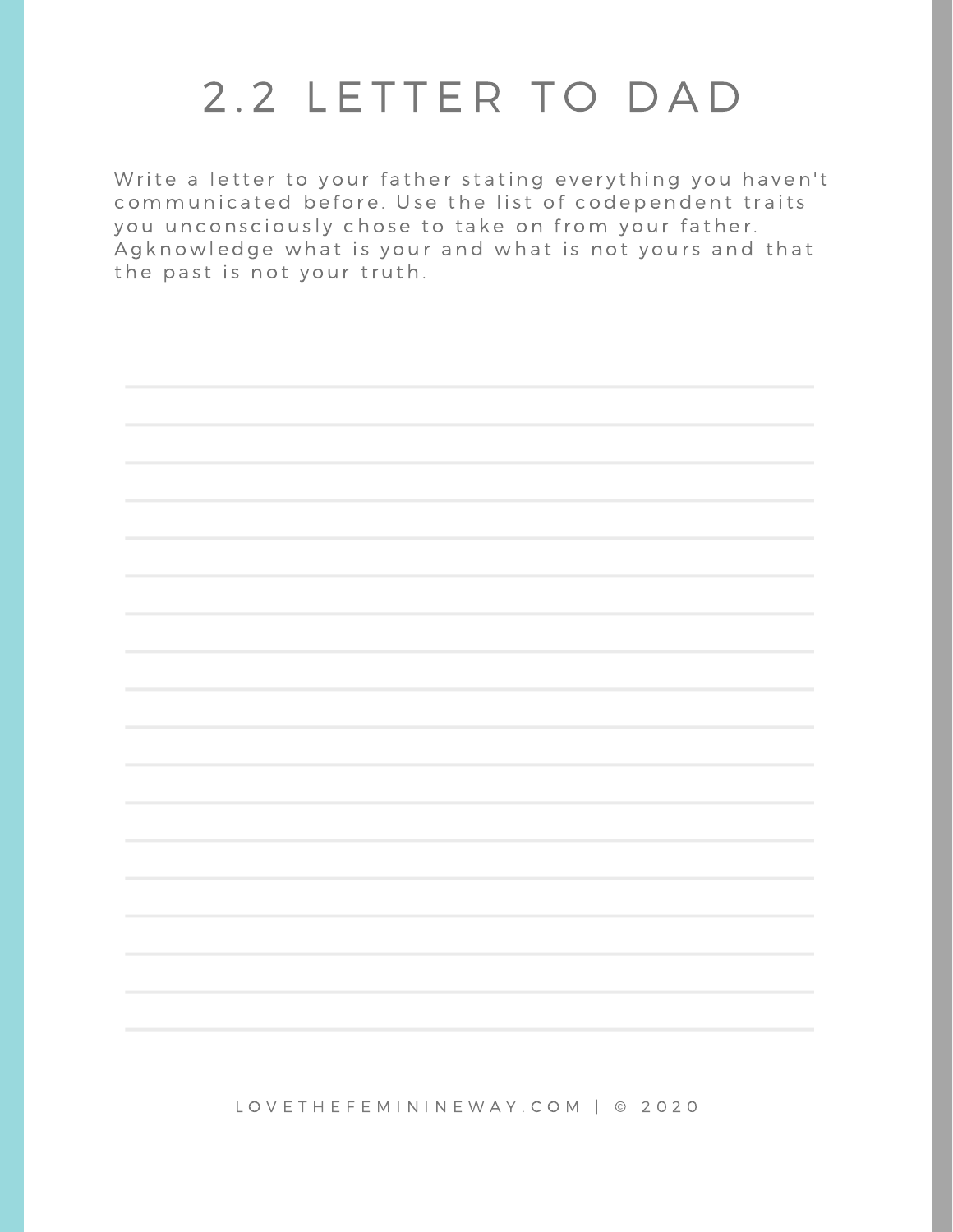# 2.2 LETTER TO DAD

Write a letter to your father stating everything you haven't communicated before. Use the list of codependent traits you unconsciously chose to take on from your father. Agknowledge what is your and what is not yours and that the past is not your truth.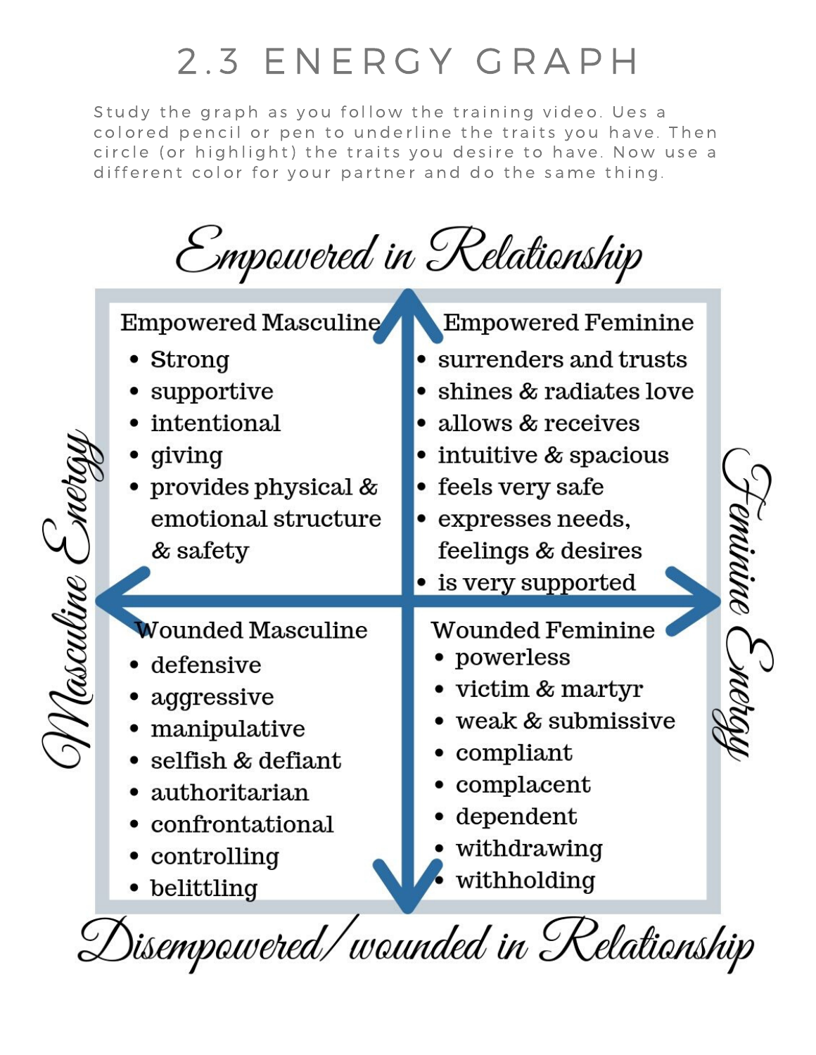# 2.3 ENERGY GRAPH

Study the graph as you follow the training video. Ues a colored pencil or pen to underline the traits you have. Then circle (or highlight) the traits you desire to have. Now use a different color for your partner and do the same thing.

## Empowered in Relationship

*Masculine Energy* ← → *Feminine Energy*

### Empowered Masculine

- Strong
- supportive
- intentional
- giving
- provides physical & emotional structure & safety

### Empowered Feminine

- surrenders and trusts
- shines & radiates love
- allows & receives
- intuitive & spacious
- feels very safe
- expresses needs, feelings & desires
- is very supported

### Wounded Masculine

- defensive
- aggressive
- manipulative
- selfish & defiant
- authoritarian
- confrontational
- controlling
- belittling

### Wounded Feminine

- powerless
- victim & martyr
- weak & submissive
- compliant
- complacent
- dependent
- withdrawing
- withholding

## Disempowered/wounded in Relationship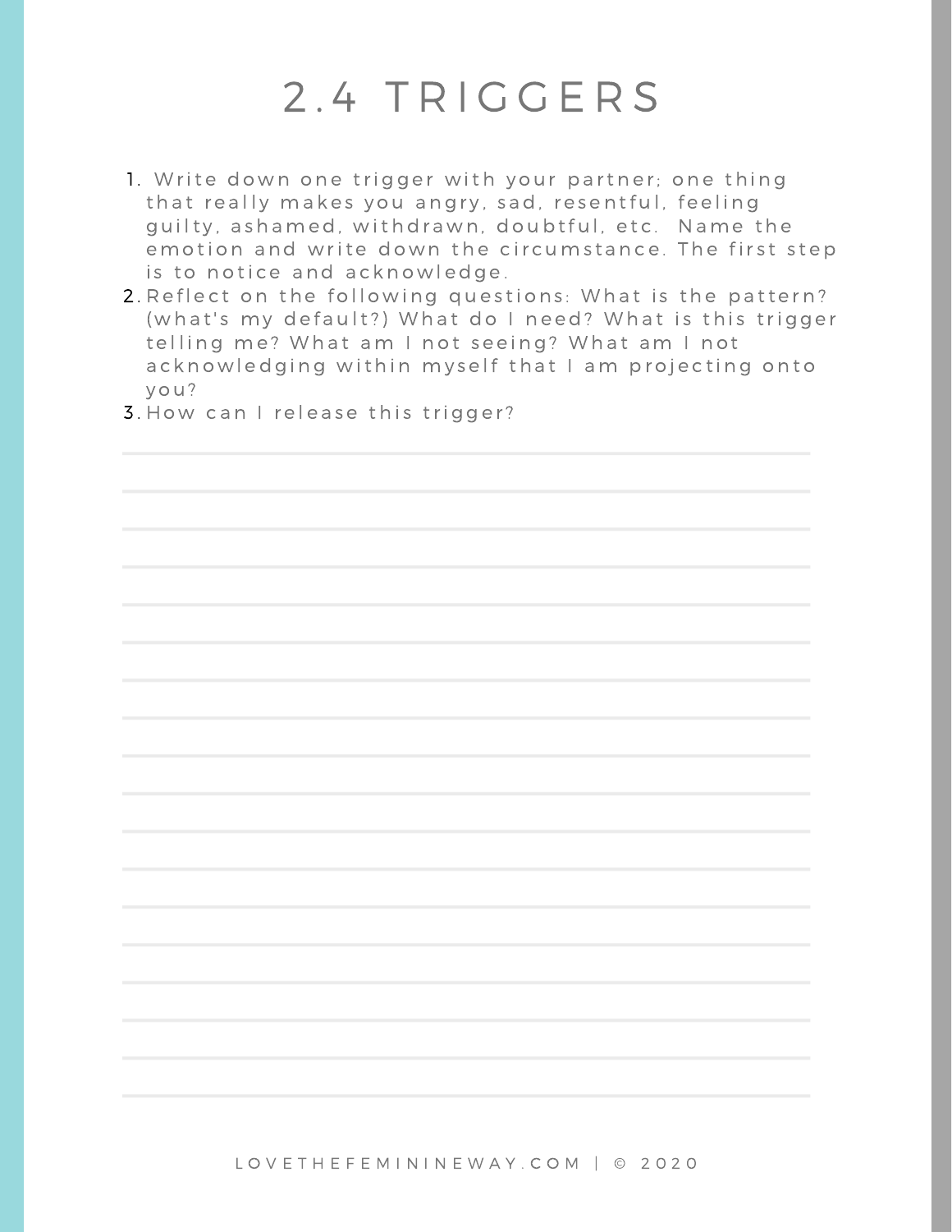# 2.4 TRIGGERS

1. Write down one trigger with your partner; one thing that really makes you angry, sad, resentful, feeling guilty, ashamed, withdrawn, doubtful, etc. Name the emotion and write down the circumstance. The first step is to notice and acknowledge.
2. Reflect on the following questions: What is the pattern? (what's my default?) What do I need? What is this trigger telling me? What am I not seeing? What am I not acknowledging within myself that I am projecting onto you?
3. How can I release this trigger?

LOVETHEFEMININEWAY.COM | © 2020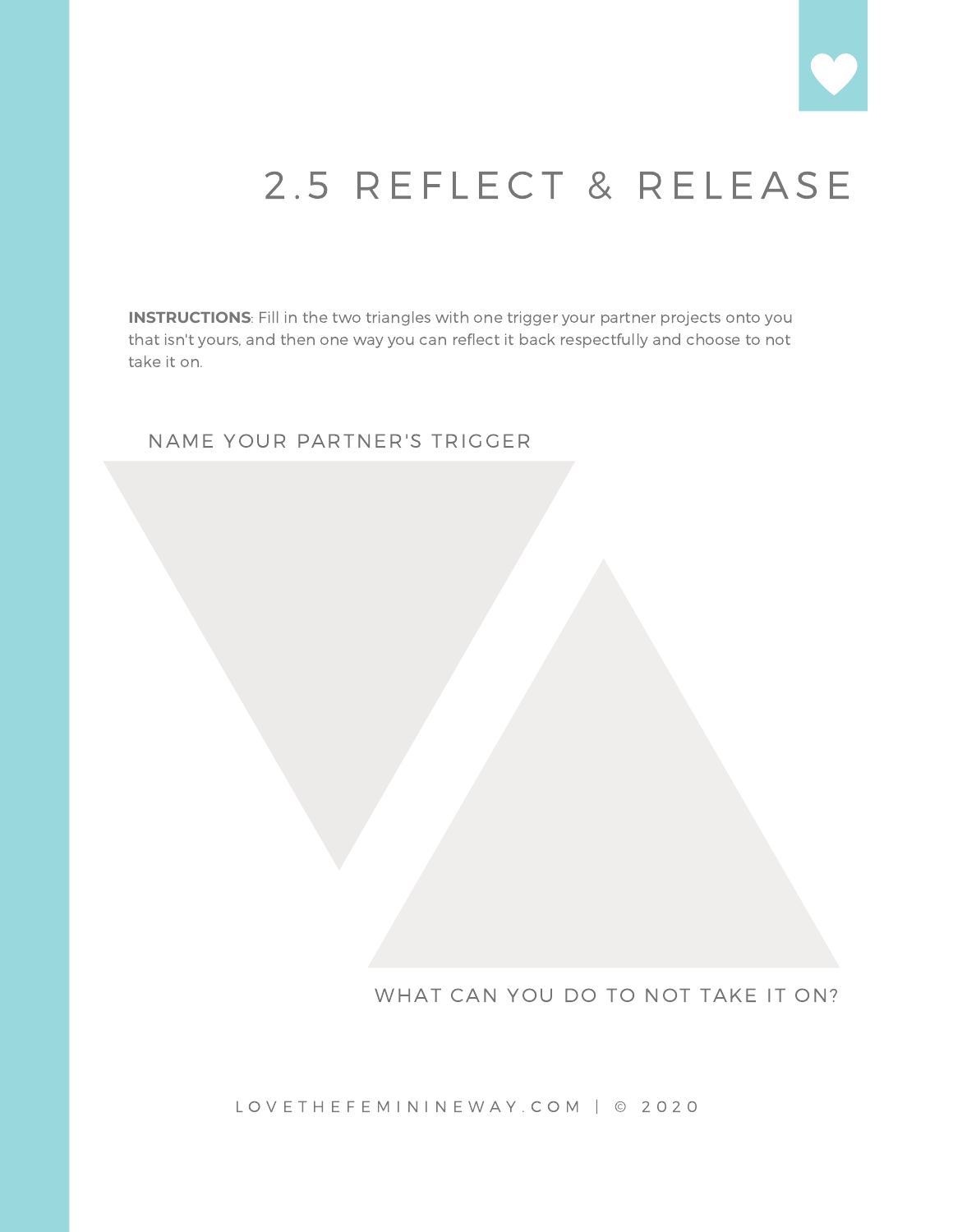# 2.5 REFLECT & RELEASE

**INSTRUCTIONS**: Fill in the two triangles with one trigger your partner projects onto you that isn't yours, and then one way you can reflect it back respectfully and choose to not take it on.

NAME YOUR PARTNER'S TRIGGER

WHAT CAN YOU DO TO NOT TAKE IT ON?

LOVETHEFEMININEWAY.COM | © 2020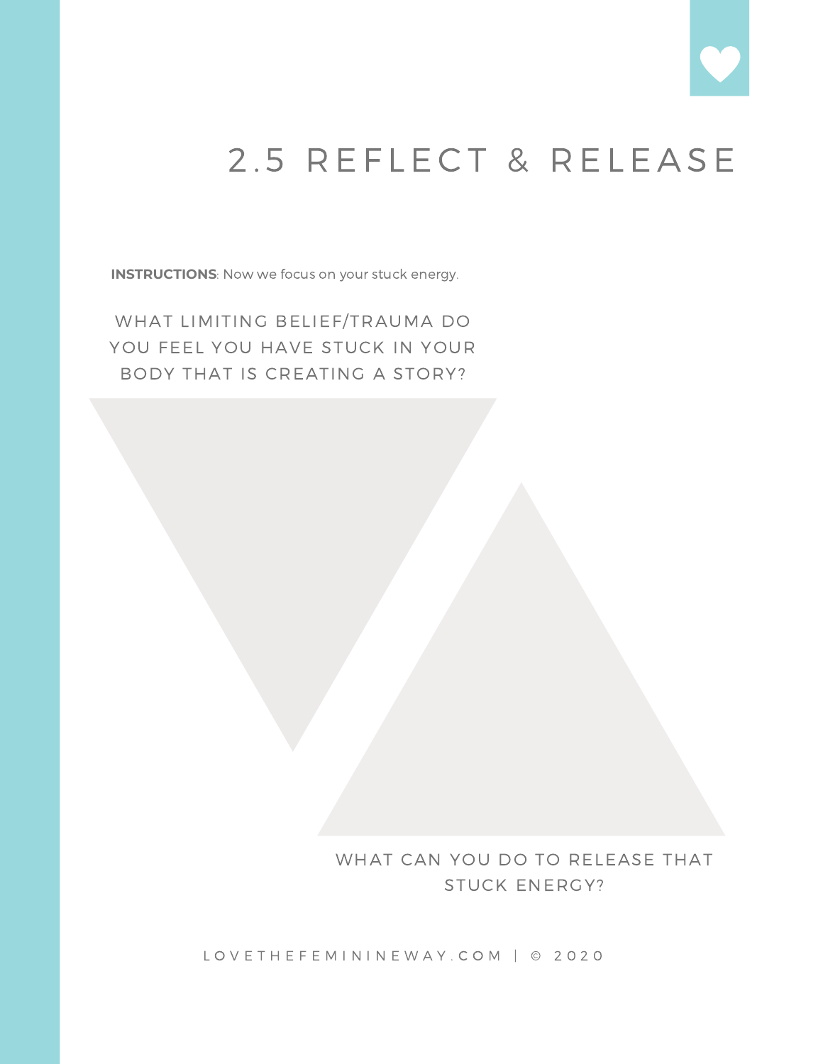# 2.5 REFLECT & RELEASE

**INSTRUCTIONS**: Now we focus on your stuck energy.

WHAT LIMITING BELIEF/TRAUMA DO YOU FEEL YOU HAVE STUCK IN YOUR BODY THAT IS CREATING A STORY?

WHAT CAN YOU DO TO RELEASE THAT STUCK ENERGY?

LOVETHEFEMININEWAY.COM | © 2020